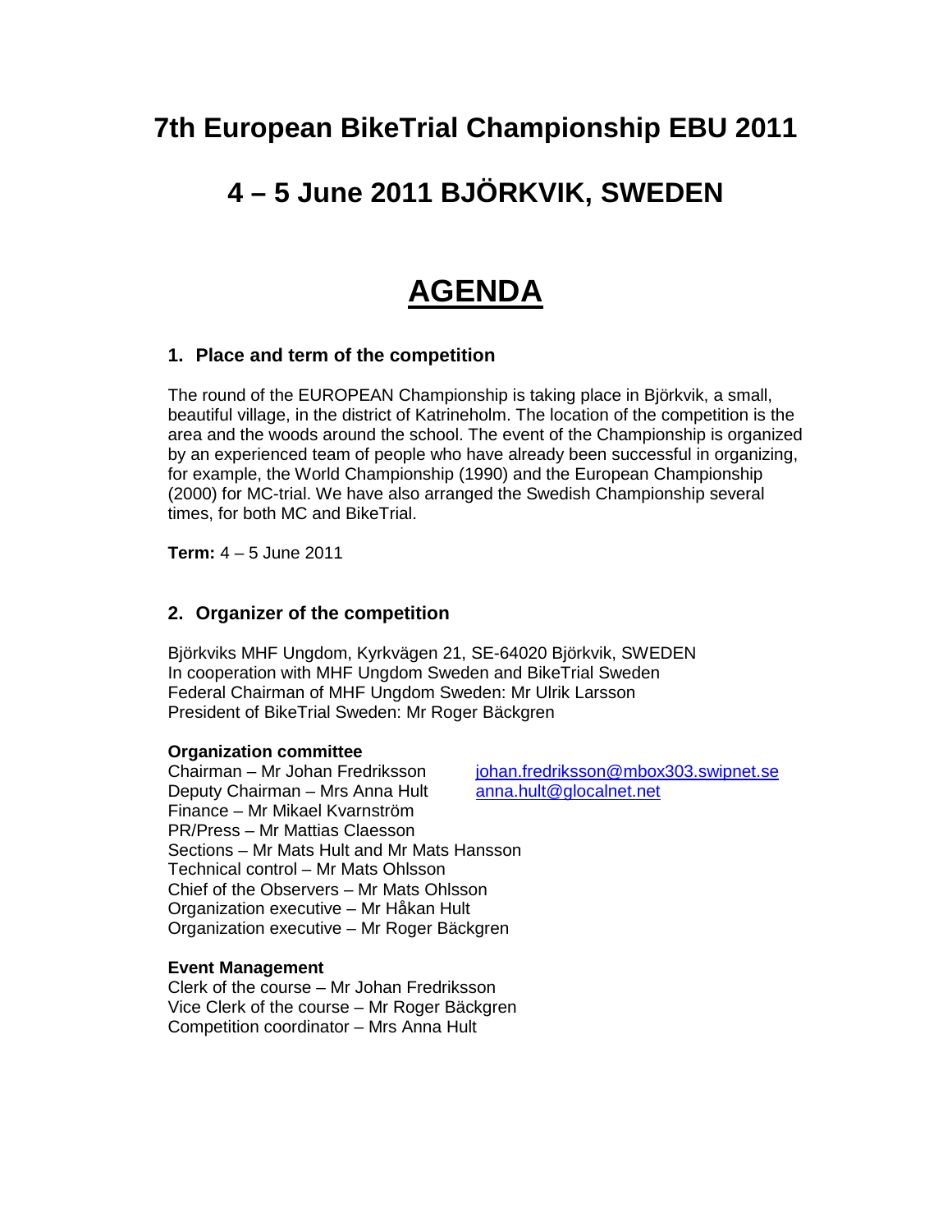# 7th European BikeTrial Championship EBU 2011

# 4 – 5 June 2011 BJÖRKVIK, SWEDEN

# AGENDA

## 1. Place and term of the competition

The round of the EUROPEAN Championship is taking place in Björkvik, a small, beautiful village, in the district of Katrineholm. The location of the competition is the area and the woods around the school. The event of the Championship is organized by an experienced team of people who have already been successful in organizing, for example, the World Championship (1990) and the European Championship (2000) for MC-trial. We have also arranged the Swedish Championship several times, for both MC and BikeTrial.

**Term:** 4 – 5 June 2011

## 2. Organizer of the competition

Björkviks MHF Ungdom, Kyrkvägen 21, SE-64020 Björkvik, SWEDEN
In cooperation with MHF Ungdom Sweden and BikeTrial Sweden
Federal Chairman of MHF Ungdom Sweden: Mr Ulrik Larsson
President of BikeTrial Sweden: Mr Roger Bäckgren

**Organization committee**
Chairman – Mr Johan Fredriksson johan.fredriksson@mbox303.swipnet.se
Deputy Chairman – Mrs Anna Hult anna.hult@glocalnet.net
Finance – Mr Mikael Kvarnström
PR/Press – Mr Mattias Claesson
Sections – Mr Mats Hult and Mr Mats Hansson
Technical control – Mr Mats Ohlsson
Chief of the Observers – Mr Mats Ohlsson
Organization executive – Mr Håkan Hult
Organization executive – Mr Roger Bäckgren

**Event Management**
Clerk of the course – Mr Johan Fredriksson
Vice Clerk of the course – Mr Roger Bäckgren
Competition coordinator – Mrs Anna Hult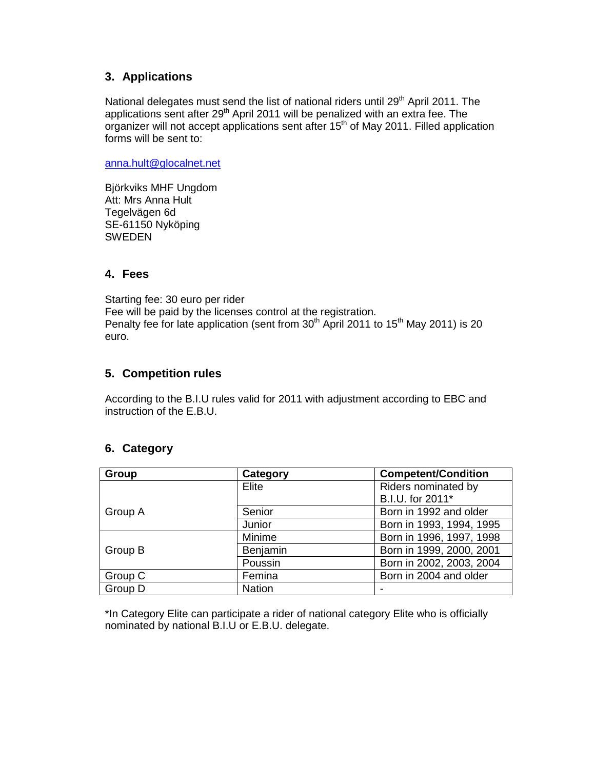## 3. Applications

National delegates must send the list of national riders until 29th April 2011. The applications sent after 29th April 2011 will be penalized with an extra fee. The organizer will not accept applications sent after 15th of May 2011. Filled application forms will be sent to:

anna.hult@glocalnet.net

Björkviks MHF Ungdom
Att: Mrs Anna Hult
Tegelvägen 6d
SE-61150 Nyköping
SWEDEN

## 4. Fees

Starting fee: 30 euro per rider
Fee will be paid by the licenses control at the registration.
Penalty fee for late application (sent from 30th April 2011 to 15th May 2011) is 20 euro.

## 5. Competition rules

According to the B.I.U rules valid for 2011 with adjustment according to EBC and instruction of the E.B.U.

## 6. Category

| Group | Category | Competent/Condition |
|---|---|---|
| Group A | Elite | Riders nominated by B.I.U. for 2011* |
| | Senior | Born in 1992 and older |
| | Junior | Born in 1993, 1994, 1995 |
| Group B | Minime | Born in 1996, 1997, 1998 |
| | Benjamin | Born in 1999, 2000, 2001 |
| | Poussin | Born in 2002, 2003, 2004 |
| Group C | Femina | Born in 2004 and older |
| Group D | Nation | - |

*In Category Elite can participate a rider of national category Elite who is officially nominated by national B.I.U or E.B.U. delegate.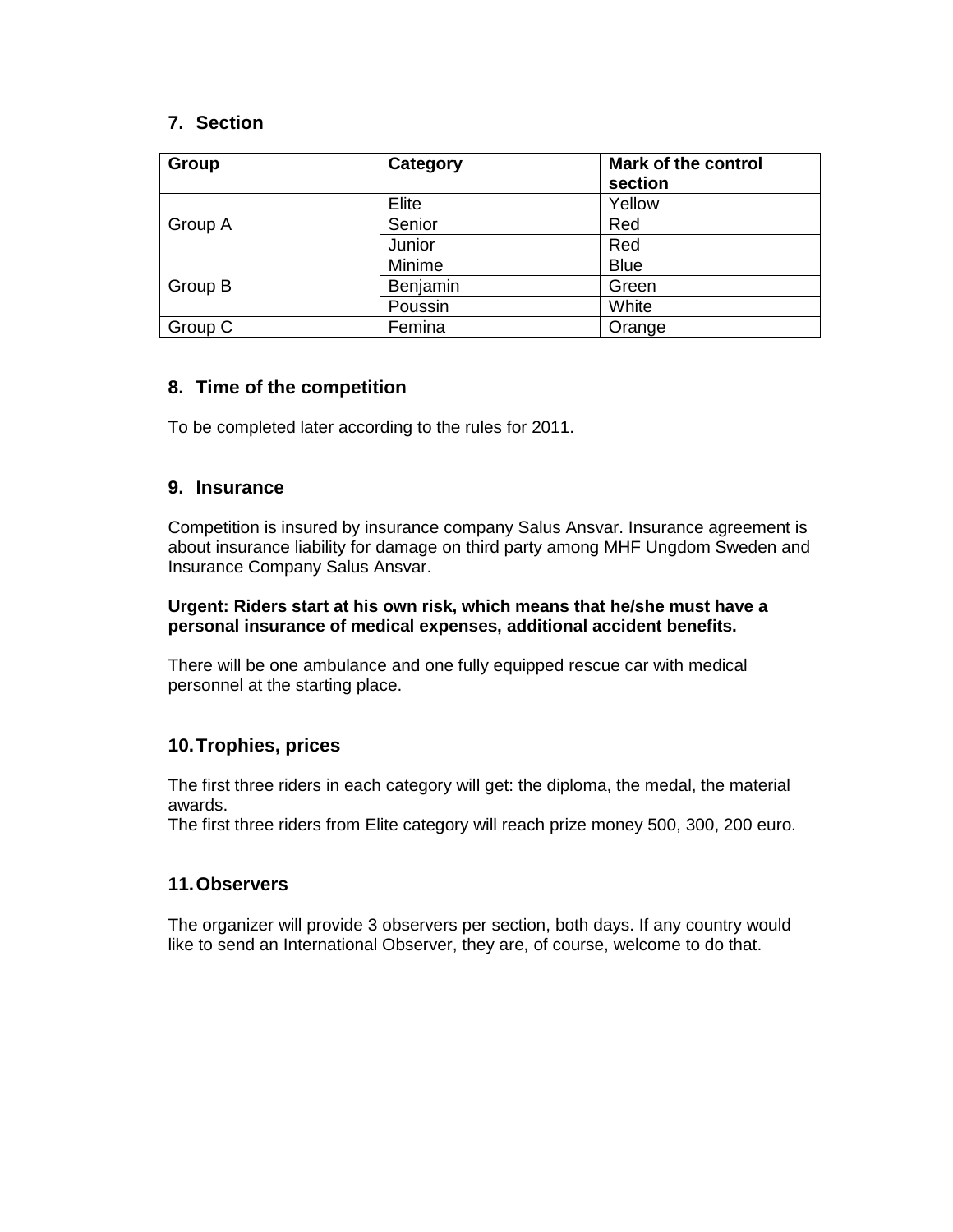## 7. Section

| Group | Category | Mark of the control section |
|---|---|---|
| Group A | Elite | Yellow |
| | Senior | Red |
| | Junior | Red |
| Group B | Minime | Blue |
| | Benjamin | Green |
| | Poussin | White |
| Group C | Femina | Orange |

## 8. Time of the competition

To be completed later according to the rules for 2011.

## 9. Insurance

Competition is insured by insurance company Salus Ansvar. Insurance agreement is about insurance liability for damage on third party among MHF Ungdom Sweden and Insurance Company Salus Ansvar.

**Urgent: Riders start at his own risk, which means that he/she must have a personal insurance of medical expenses, additional accident benefits.**

There will be one ambulance and one fully equipped rescue car with medical personnel at the starting place.

## 10. Trophies, prices

The first three riders in each category will get: the diploma, the medal, the material awards.
The first three riders from Elite category will reach prize money 500, 300, 200 euro.

## 11. Observers

The organizer will provide 3 observers per section, both days. If any country would like to send an International Observer, they are, of course, welcome to do that.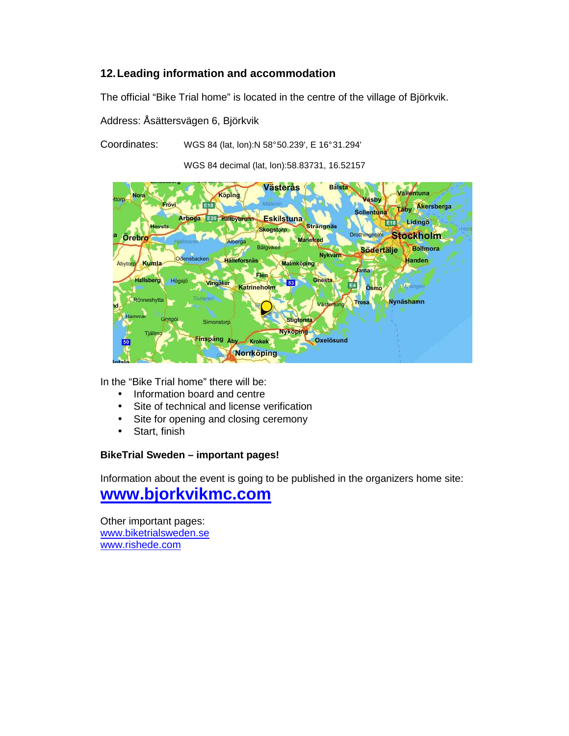## 12. Leading information and accommodation

The official "Bike Trial home" is located in the centre of the village of Björkvik.

Address: Åsättersvägen 6, Björkvik

Coordinates: WGS 84 (lat, lon):N 58°50.239', E 16°31.294'

WGS 84 decimal (lat, lon):58.83731, 16.52157

In the "Bike Trial home" there will be:

- Information board and centre
- Site of technical and license verification
- Site for opening and closing ceremony
- Start, finish

**BikeTrial Sweden – important pages!**

Information about the event is going to be published in the organizers home site:

**[www.bjorkvikmc.com](http://www.bjorkvikmc.com)**

Other important pages:
[www.biketrialsweden.se](http://www.biketrialsweden.se)
[www.rishede.com](http://www.rishede.com)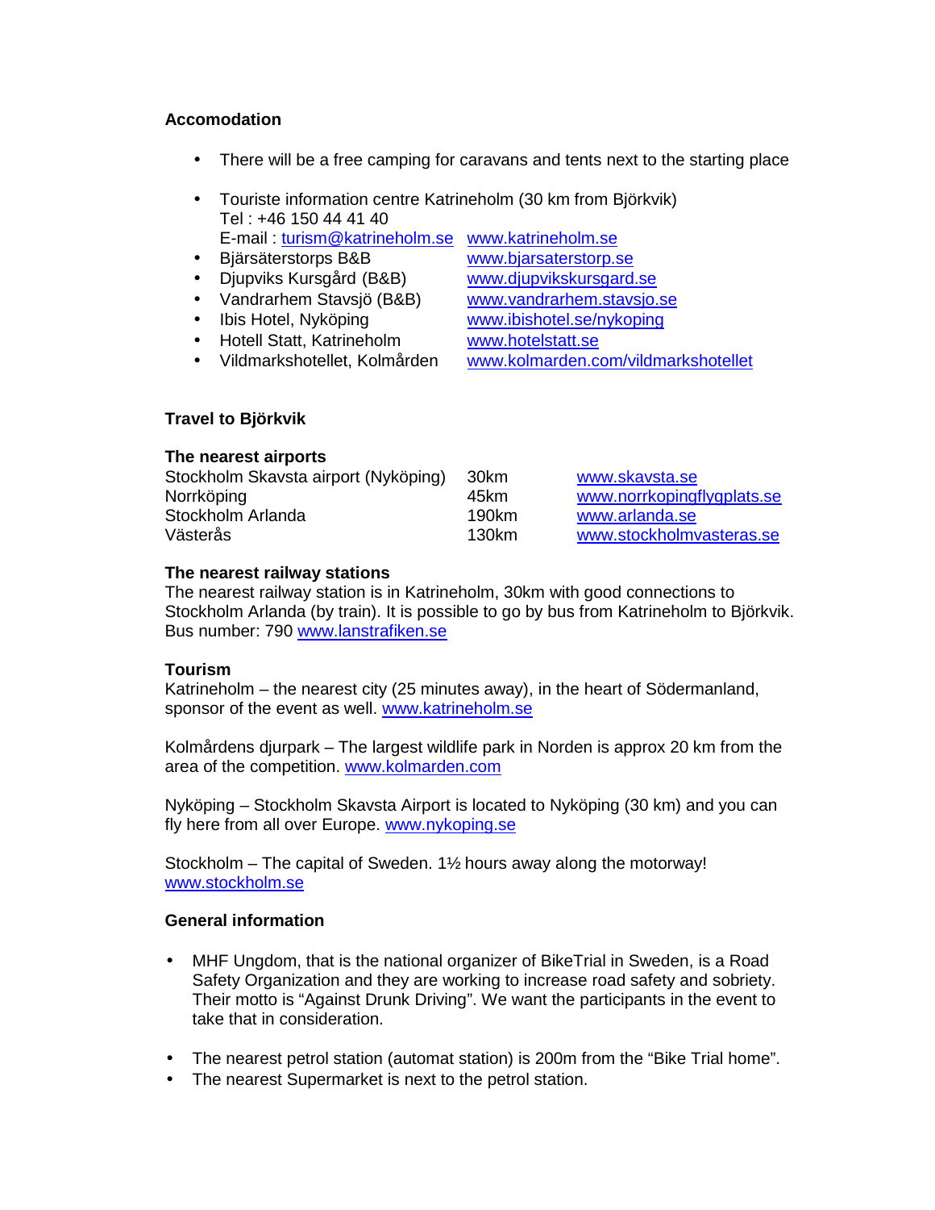**Accomodation**

- There will be a free camping for caravans and tents next to the starting place

- Touriste information centre Katrineholm (30 km from Björkvik)
  Tel : +46 150 44 41 40
  E-mail : turism@katrineholm.se www.katrineholm.se
- Bjärsäterstorps B&B www.bjarsaterstorp.se
- Djupviks Kursgård (B&B) www.djupvikskursgard.se
- Vandrarhem Stavsjö (B&B) www.vandrarhem.stavsjo.se
- Ibis Hotel, Nyköping www.ibishotel.se/nykoping
- Hotell Statt, Katrineholm www.hotelstatt.se
- Vildmarkshotellet, Kolmården www.kolmarden.com/vildmarkshotellet

**Travel to Björkvik**

**The nearest airports**

| | | |
|---|---|---|
| Stockholm Skavsta airport (Nyköping) | 30km | www.skavsta.se |
| Norrköping | 45km | www.norrkopingflygplats.se |
| Stockholm Arlanda | 190km | www.arlanda.se |
| Västerås | 130km | www.stockholmvasteras.se |

**The nearest railway stations**

The nearest railway station is in Katrineholm, 30km with good connections to Stockholm Arlanda (by train). It is possible to go by bus from Katrineholm to Björkvik. Bus number: 790 www.lanstrafiken.se

**Tourism**

Katrineholm – the nearest city (25 minutes away), in the heart of Södermanland, sponsor of the event as well. www.katrineholm.se

Kolmårdens djurpark – The largest wildlife park in Norden is approx 20 km from the area of the competition. www.kolmarden.com

Nyköping – Stockholm Skavsta Airport is located to Nyköping (30 km) and you can fly here from all over Europe. www.nykoping.se

Stockholm – The capital of Sweden. 1½ hours away along the motorway! www.stockholm.se

**General information**

- MHF Ungdom, that is the national organizer of BikeTrial in Sweden, is a Road Safety Organization and they are working to increase road safety and sobriety. Their motto is "Against Drunk Driving". We want the participants in the event to take that in consideration.

- The nearest petrol station (automat station) is 200m from the "Bike Trial home".
- The nearest Supermarket is next to the petrol station.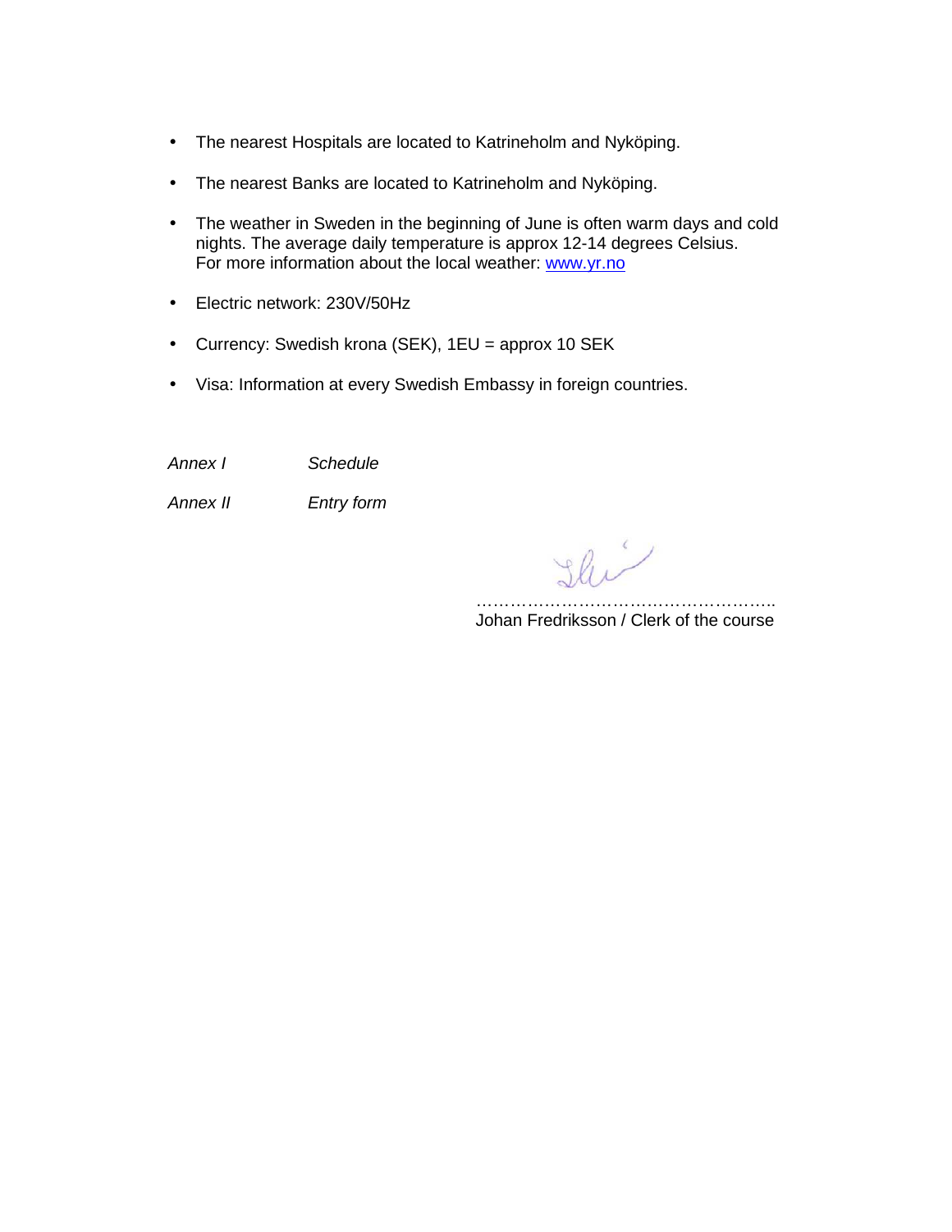- The nearest Hospitals are located to Katrineholm and Nyköping.
- The nearest Banks are located to Katrineholm and Nyköping.
- The weather in Sweden in the beginning of June is often warm days and cold nights. The average daily temperature is approx 12-14 degrees Celsius. For more information about the local weather: www.yr.no
- Electric network: 230V/50Hz
- Currency: Swedish krona (SEK), 1EU = approx 10 SEK
- Visa: Information at every Swedish Embassy in foreign countries.

| | |
|---|---|
| *Annex I* | *Schedule* |
| *Annex II* | *Entry form* |

……………………………………………..
Johan Fredriksson / Clerk of the course